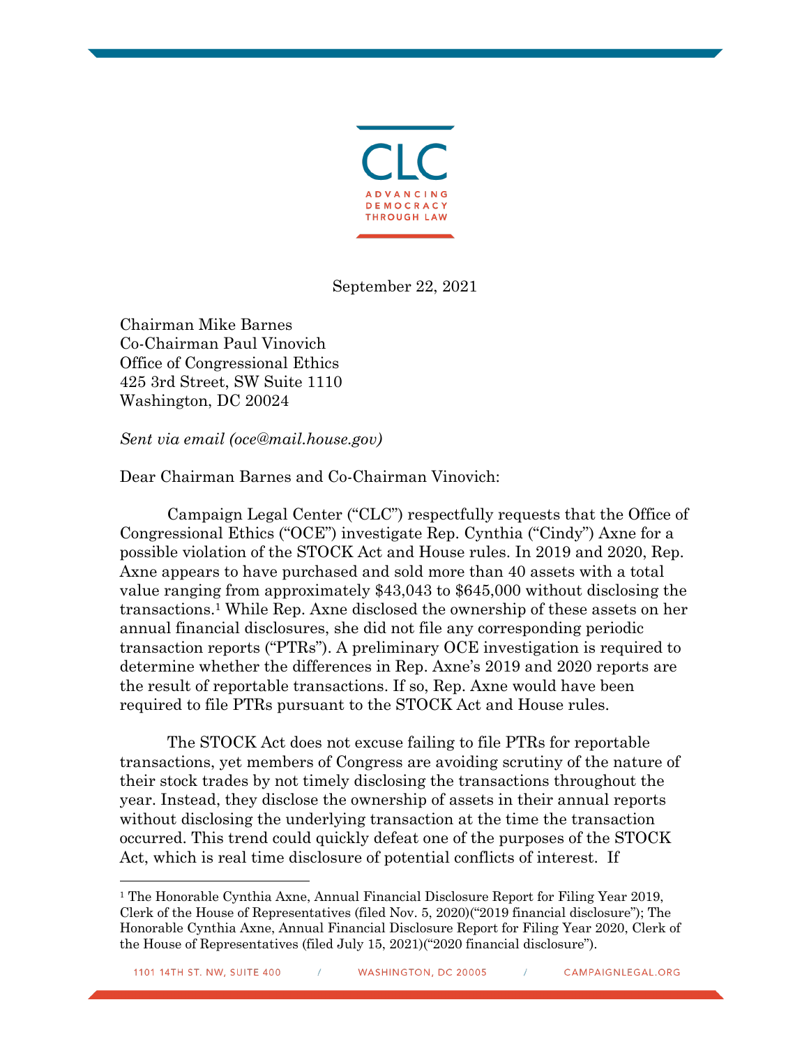CLC

ADVANCING DEMOCRACY THROUGH LAW

September 22, 2021

Chairman Mike Barnes
Co-Chairman Paul Vinovich
Office of Congressional Ethics
425 3rd Street, SW Suite 1110
Washington, DC 20024

*Sent via email (oce@mail.house.gov)*

Dear Chairman Barnes and Co-Chairman Vinovich:

Campaign Legal Center ("CLC") respectfully requests that the Office of Congressional Ethics ("OCE") investigate Rep. Cynthia ("Cindy") Axne for a possible violation of the STOCK Act and House rules. In 2019 and 2020, Rep. Axne appears to have purchased and sold more than 40 assets with a total value ranging from approximately $43,043 to $645,000 without disclosing the transactions.[1] While Rep. Axne disclosed the ownership of these assets on her annual financial disclosures, she did not file any corresponding periodic transaction reports ("PTRs"). A preliminary OCE investigation is required to determine whether the differences in Rep. Axne's 2019 and 2020 reports are the result of reportable transactions. If so, Rep. Axne would have been required to file PTRs pursuant to the STOCK Act and House rules.

The STOCK Act does not excuse failing to file PTRs for reportable transactions, yet members of Congress are avoiding scrutiny of the nature of their stock trades by not timely disclosing the transactions throughout the year. Instead, they disclose the ownership of assets in their annual reports without disclosing the underlying transaction at the time the transaction occurred. This trend could quickly defeat one of the purposes of the STOCK Act, which is real time disclosure of potential conflicts of interest. If

[1] The Honorable Cynthia Axne, Annual Financial Disclosure Report for Filing Year 2019, Clerk of the House of Representatives (filed Nov. 5, 2020)("2019 financial disclosure"); The Honorable Cynthia Axne, Annual Financial Disclosure Report for Filing Year 2020, Clerk of the House of Representatives (filed July 15, 2021)("2020 financial disclosure").

1101 14TH ST. NW, SUITE 400 / WASHINGTON, DC 20005 / CAMPAIGNLEGAL.ORG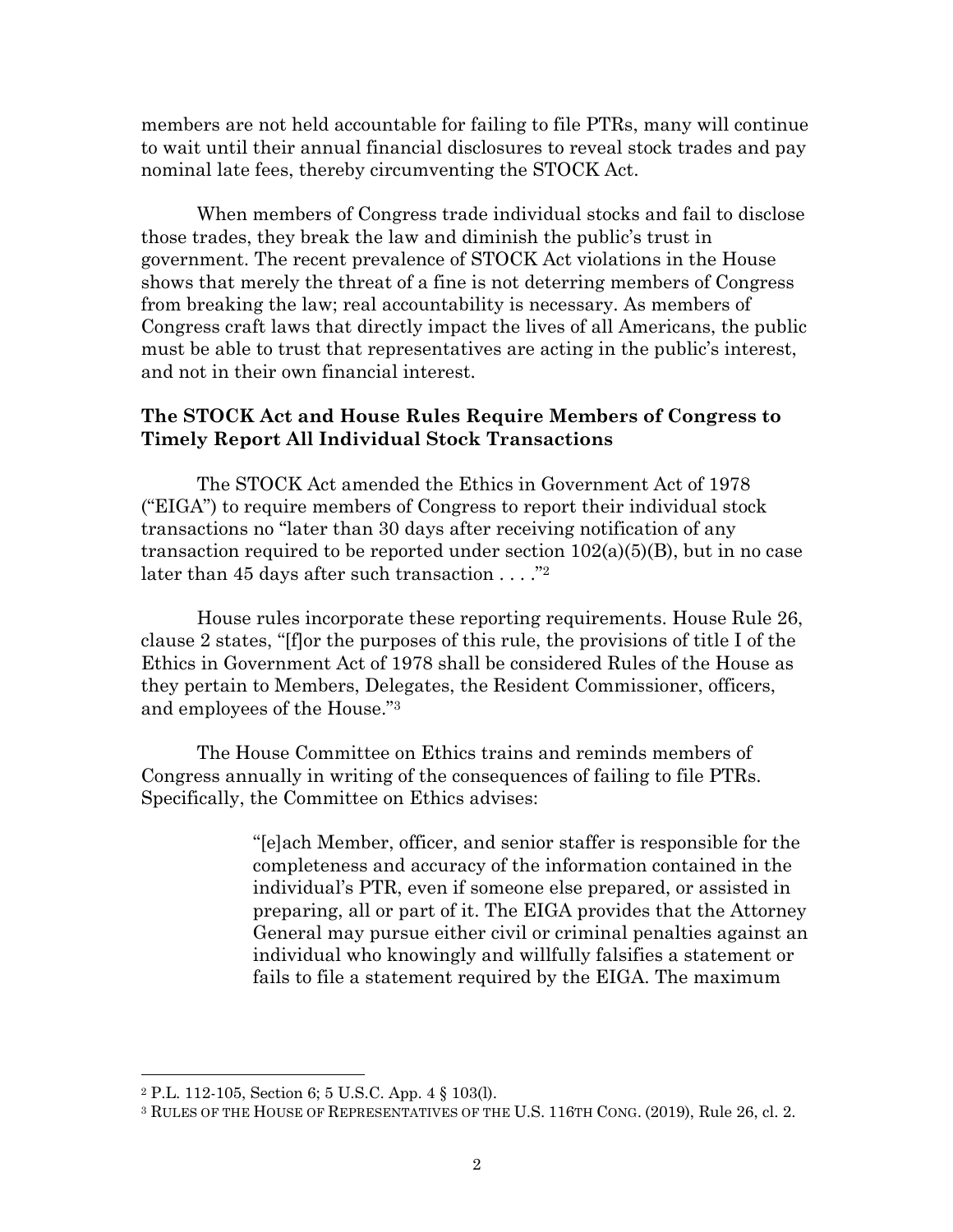members are not held accountable for failing to file PTRs, many will continue to wait until their annual financial disclosures to reveal stock trades and pay nominal late fees, thereby circumventing the STOCK Act.

When members of Congress trade individual stocks and fail to disclose those trades, they break the law and diminish the public's trust in government. The recent prevalence of STOCK Act violations in the House shows that merely the threat of a fine is not deterring members of Congress from breaking the law; real accountability is necessary. As members of Congress craft laws that directly impact the lives of all Americans, the public must be able to trust that representatives are acting in the public's interest, and not in their own financial interest.

## The STOCK Act and House Rules Require Members of Congress to Timely Report All Individual Stock Transactions

The STOCK Act amended the Ethics in Government Act of 1978 ("EIGA") to require members of Congress to report their individual stock transactions no "later than 30 days after receiving notification of any transaction required to be reported under section 102(a)(5)(B), but in no case later than 45 days after such transaction . . . ."[2]

House rules incorporate these reporting requirements. House Rule 26, clause 2 states, "[f]or the purposes of this rule, the provisions of title I of the Ethics in Government Act of 1978 shall be considered Rules of the House as they pertain to Members, Delegates, the Resident Commissioner, officers, and employees of the House."[3]

The House Committee on Ethics trains and reminds members of Congress annually in writing of the consequences of failing to file PTRs. Specifically, the Committee on Ethics advises:

> "[e]ach Member, officer, and senior staffer is responsible for the completeness and accuracy of the information contained in the individual's PTR, even if someone else prepared, or assisted in preparing, all or part of it. The EIGA provides that the Attorney General may pursue either civil or criminal penalties against an individual who knowingly and willfully falsifies a statement or fails to file a statement required by the EIGA. The maximum

---

[2] P.L. 112-105, Section 6; 5 U.S.C. App. 4 § 103(l).

[3] RULES OF THE HOUSE OF REPRESENTATIVES OF THE U.S. 116TH CONG. (2019), Rule 26, cl. 2.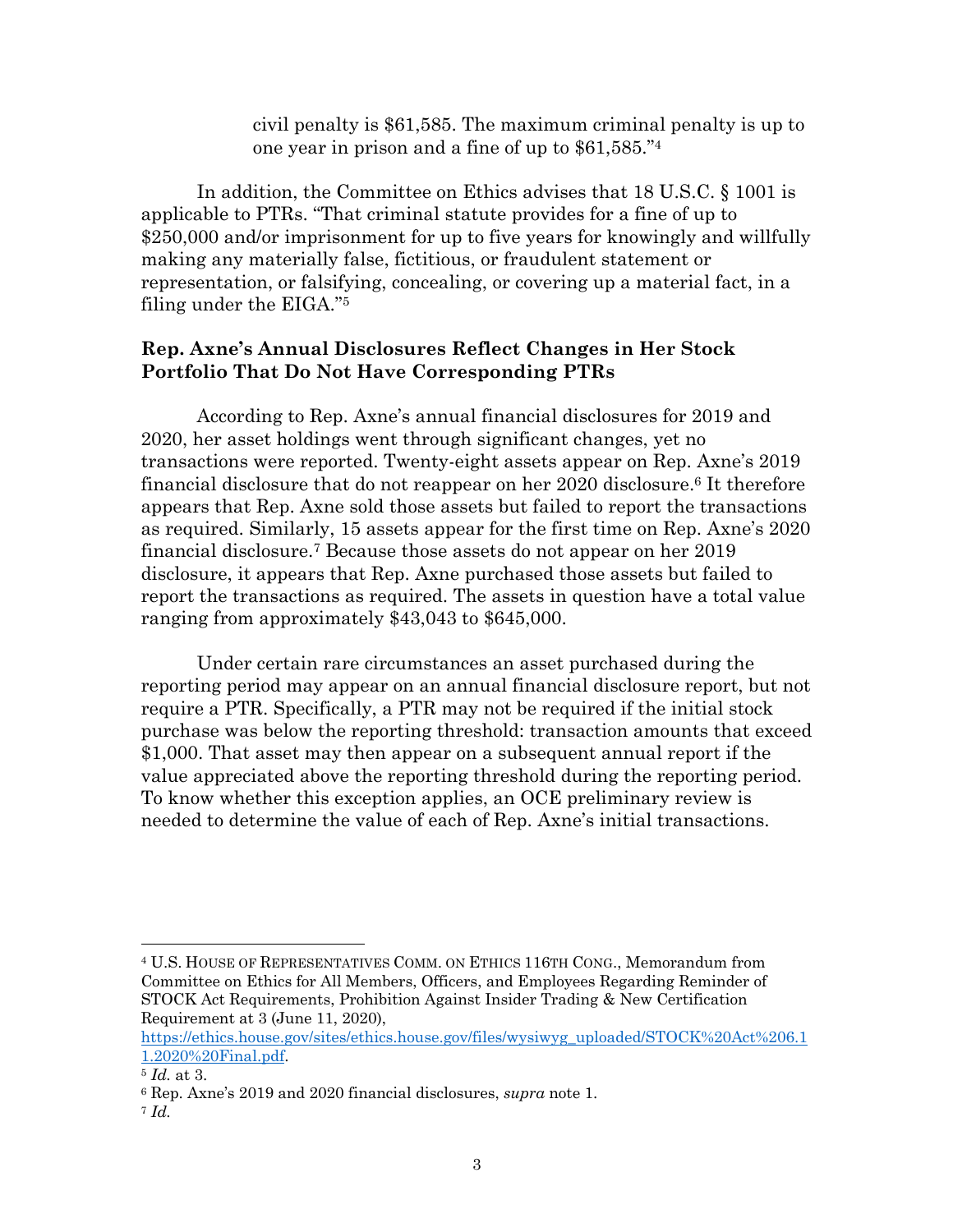civil penalty is $61,585. The maximum criminal penalty is up to one year in prison and a fine of up to $61,585."[4]

In addition, the Committee on Ethics advises that 18 U.S.C. § 1001 is applicable to PTRs. "That criminal statute provides for a fine of up to $250,000 and/or imprisonment for up to five years for knowingly and willfully making any materially false, fictitious, or fraudulent statement or representation, or falsifying, concealing, or covering up a material fact, in a filing under the EIGA."[5]

**Rep. Axne's Annual Disclosures Reflect Changes in Her Stock Portfolio That Do Not Have Corresponding PTRs**

According to Rep. Axne's annual financial disclosures for 2019 and 2020, her asset holdings went through significant changes, yet no transactions were reported. Twenty-eight assets appear on Rep. Axne's 2019 financial disclosure that do not reappear on her 2020 disclosure.[6] It therefore appears that Rep. Axne sold those assets but failed to report the transactions as required. Similarly, 15 assets appear for the first time on Rep. Axne's 2020 financial disclosure.[7] Because those assets do not appear on her 2019 disclosure, it appears that Rep. Axne purchased those assets but failed to report the transactions as required. The assets in question have a total value ranging from approximately $43,043 to $645,000.

Under certain rare circumstances an asset purchased during the reporting period may appear on an annual financial disclosure report, but not require a PTR. Specifically, a PTR may not be required if the initial stock purchase was below the reporting threshold: transaction amounts that exceed $1,000. That asset may then appear on a subsequent annual report if the value appreciated above the reporting threshold during the reporting period. To know whether this exception applies, an OCE preliminary review is needed to determine the value of each of Rep. Axne's initial transactions.

---

[4] U.S. HOUSE OF REPRESENTATIVES COMM. ON ETHICS 116TH CONG., Memorandum from Committee on Ethics for All Members, Officers, and Employees Regarding Reminder of STOCK Act Requirements, Prohibition Against Insider Trading & New Certification Requirement at 3 (June 11, 2020), https://ethics.house.gov/sites/ethics.house.gov/files/wysiwyg_uploaded/STOCK%20Act%206.11.2020%20Final.pdf.

[5] *Id.* at 3.

[6] Rep. Axne's 2019 and 2020 financial disclosures, *supra* note 1.

[7] *Id.*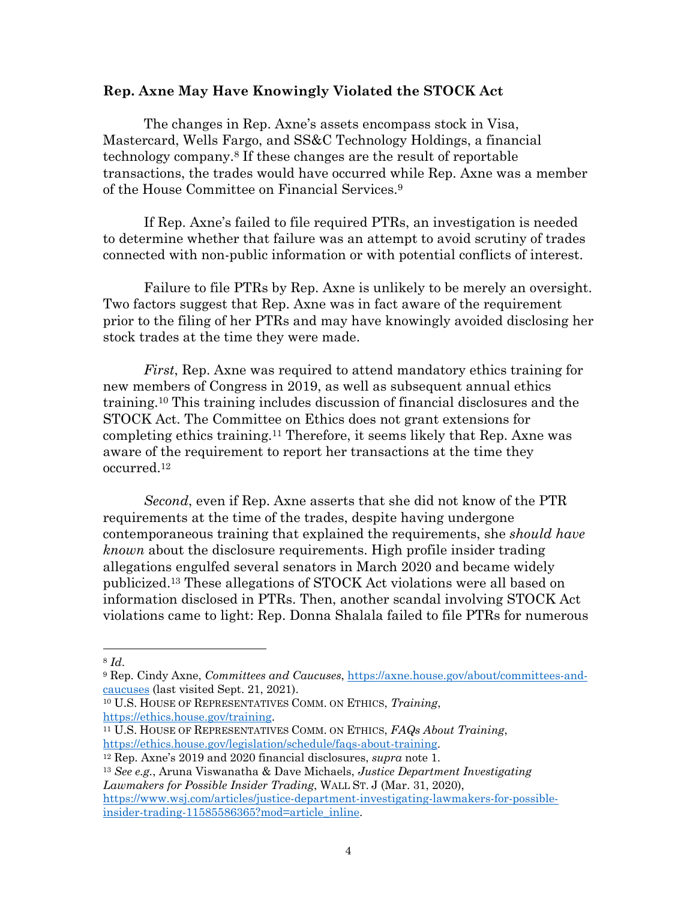**Rep. Axne May Have Knowingly Violated the STOCK Act**

The changes in Rep. Axne's assets encompass stock in Visa, Mastercard, Wells Fargo, and SS&C Technology Holdings, a financial technology company.[8] If these changes are the result of reportable transactions, the trades would have occurred while Rep. Axne was a member of the House Committee on Financial Services.[9]

If Rep. Axne's failed to file required PTRs, an investigation is needed to determine whether that failure was an attempt to avoid scrutiny of trades connected with non-public information or with potential conflicts of interest.

Failure to file PTRs by Rep. Axne is unlikely to be merely an oversight. Two factors suggest that Rep. Axne was in fact aware of the requirement prior to the filing of her PTRs and may have knowingly avoided disclosing her stock trades at the time they were made.

*First*, Rep. Axne was required to attend mandatory ethics training for new members of Congress in 2019, as well as subsequent annual ethics training.[10] This training includes discussion of financial disclosures and the STOCK Act. The Committee on Ethics does not grant extensions for completing ethics training.[11] Therefore, it seems likely that Rep. Axne was aware of the requirement to report her transactions at the time they occurred.[12]

*Second*, even if Rep. Axne asserts that she did not know of the PTR requirements at the time of the trades, despite having undergone contemporaneous training that explained the requirements, she *should have known* about the disclosure requirements. High profile insider trading allegations engulfed several senators in March 2020 and became widely publicized.[13] These allegations of STOCK Act violations were all based on information disclosed in PTRs. Then, another scandal involving STOCK Act violations came to light: Rep. Donna Shalala failed to file PTRs for numerous

---

[8] *Id.*

[9] Rep. Cindy Axne, *Committees and Caucuses*, https://axne.house.gov/about/committees-and-caucuses (last visited Sept. 21, 2021).

[10] U.S. House of Representatives Comm. on Ethics, *Training*, https://ethics.house.gov/training.

[11] U.S. House of Representatives Comm. on Ethics, *FAQs About Training*, https://ethics.house.gov/legislation/schedule/faqs-about-training.

[12] Rep. Axne's 2019 and 2020 financial disclosures, *supra* note 1.

[13] *See e.g.*, Aruna Viswanatha & Dave Michaels, *Justice Department Investigating Lawmakers for Possible Insider Trading*, Wall St. J (Mar. 31, 2020), https://www.wsj.com/articles/justice-department-investigating-lawmakers-for-possible-insider-trading-11585586365?mod=article_inline.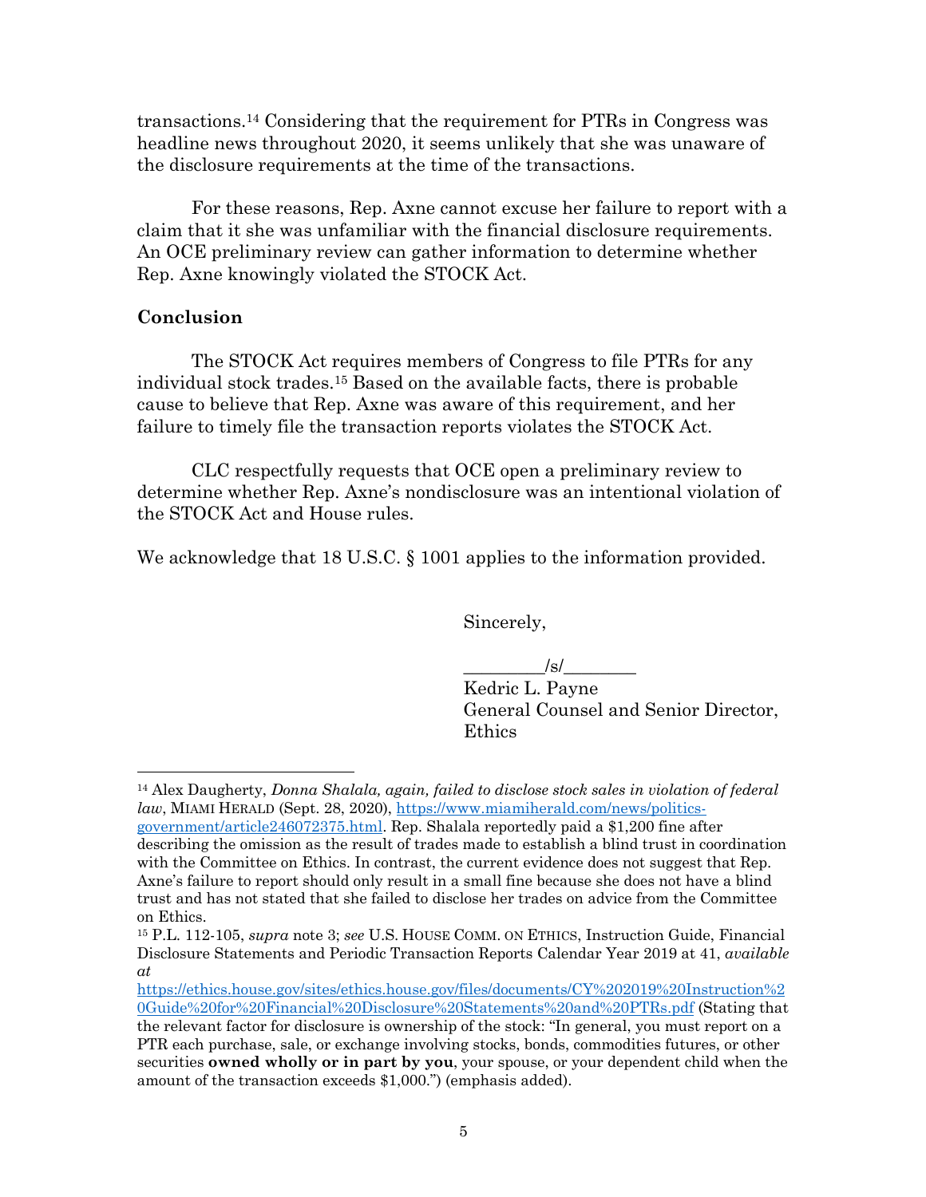transactions.[14] Considering that the requirement for PTRs in Congress was headline news throughout 2020, it seems unlikely that she was unaware of the disclosure requirements at the time of the transactions.

For these reasons, Rep. Axne cannot excuse her failure to report with a claim that it she was unfamiliar with the financial disclosure requirements. An OCE preliminary review can gather information to determine whether Rep. Axne knowingly violated the STOCK Act.

**Conclusion**

The STOCK Act requires members of Congress to file PTRs for any individual stock trades.[15] Based on the available facts, there is probable cause to believe that Rep. Axne was aware of this requirement, and her failure to timely file the transaction reports violates the STOCK Act.

CLC respectfully requests that OCE open a preliminary review to determine whether Rep. Axne's nondisclosure was an intentional violation of the STOCK Act and House rules.

We acknowledge that 18 U.S.C. § 1001 applies to the information provided.

Sincerely,

________/s/________
Kedric L. Payne
General Counsel and Senior Director, Ethics

---

[14] Alex Daugherty, *Donna Shalala, again, failed to disclose stock sales in violation of federal law*, MIAMI HERALD (Sept. 28, 2020), https://www.miamiherald.com/news/politics-government/article246072375.html. Rep. Shalala reportedly paid a $1,200 fine after describing the omission as the result of trades made to establish a blind trust in coordination with the Committee on Ethics. In contrast, the current evidence does not suggest that Rep. Axne's failure to report should only result in a small fine because she does not have a blind trust and has not stated that she failed to disclose her trades on advice from the Committee on Ethics.

[15] P.L. 112-105, *supra* note 3; *see* U.S. HOUSE COMM. ON ETHICS, Instruction Guide, Financial Disclosure Statements and Periodic Transaction Reports Calendar Year 2019 at 41, *available at* https://ethics.house.gov/sites/ethics.house.gov/files/documents/CY%202019%20Instruction%20Guide%20for%20Financial%20Disclosure%20Statements%20and%20PTRs.pdf (Stating that the relevant factor for disclosure is ownership of the stock: "In general, you must report on a PTR each purchase, sale, or exchange involving stocks, bonds, commodities futures, or other securities **owned wholly or in part by you**, your spouse, or your dependent child when the amount of the transaction exceeds $1,000.") (emphasis added).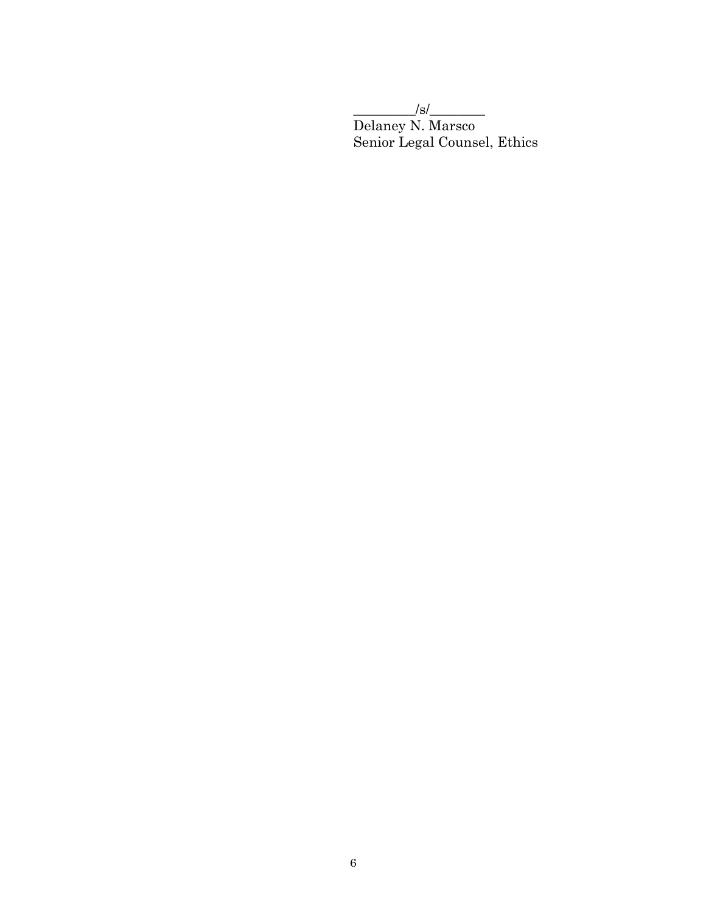_________/s/________
Delaney N. Marsco
Senior Legal Counsel, Ethics